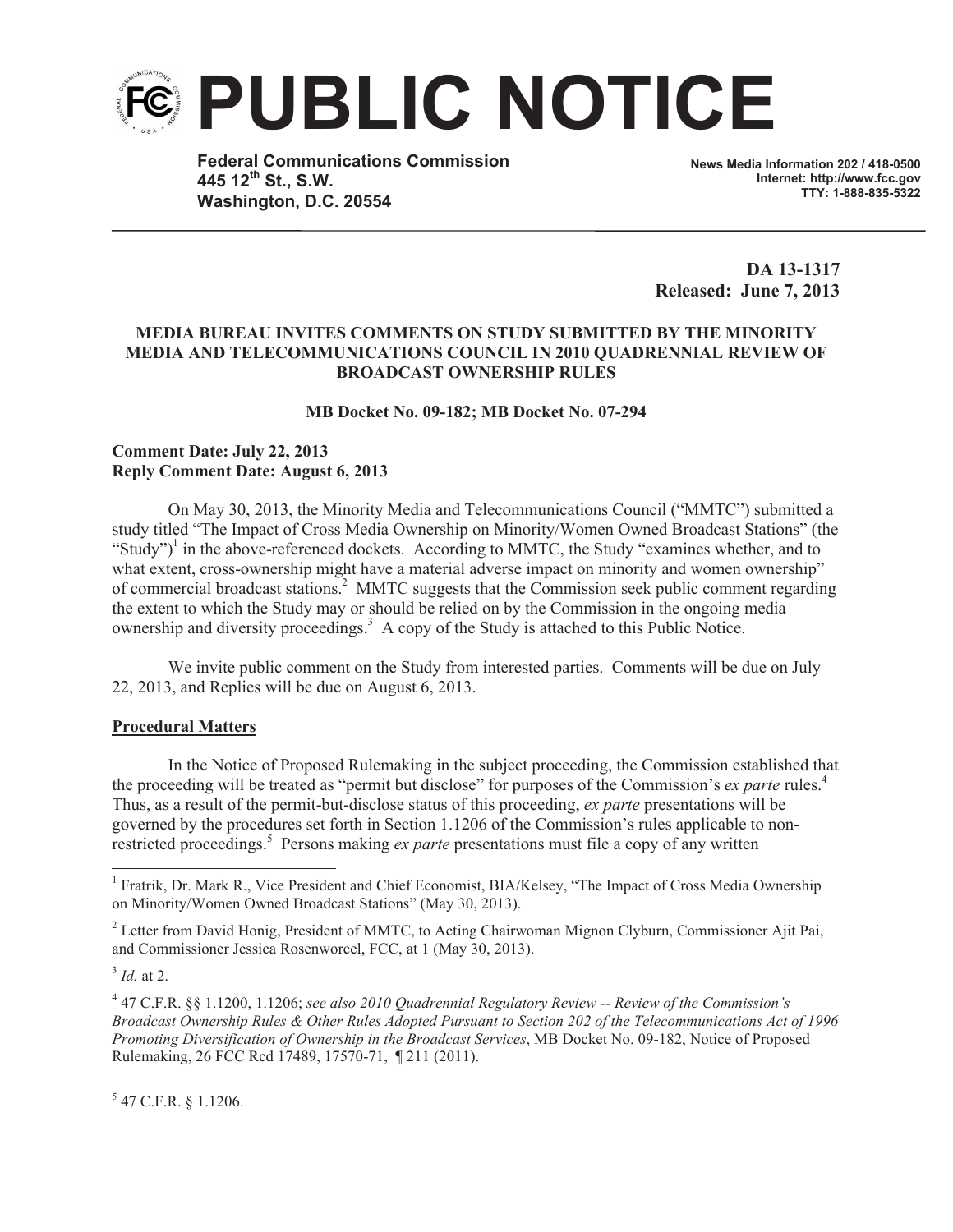# PUBLIC NOTICE

**Federal Communications Commission**
**445 12th St., S.W.**
**Washington, D.C. 20554**

**News Media Information 202 / 418-0500**
**Internet: http://www.fcc.gov**
**TTY: 1-888-835-5322**

**DA 13-1317**
**Released: June 7, 2013**

**MEDIA BUREAU INVITES COMMENTS ON STUDY SUBMITTED BY THE MINORITY MEDIA AND TELECOMMUNICATIONS COUNCIL IN 2010 QUADRENNIAL REVIEW OF BROADCAST OWNERSHIP RULES**

**MB Docket No. 09-182; MB Docket No. 07-294**

**Comment Date: July 22, 2013**
**Reply Comment Date: August 6, 2013**

On May 30, 2013, the Minority Media and Telecommunications Council ("MMTC") submitted a study titled "The Impact of Cross Media Ownership on Minority/Women Owned Broadcast Stations" (the "Study")[1] in the above-referenced dockets. According to MMTC, the Study "examines whether, and to what extent, cross-ownership might have a material adverse impact on minority and women ownership" of commercial broadcast stations.[2] MMTC suggests that the Commission seek public comment regarding the extent to which the Study may or should be relied on by the Commission in the ongoing media ownership and diversity proceedings.[3] A copy of the Study is attached to this Public Notice.

We invite public comment on the Study from interested parties. Comments will be due on July 22, 2013, and Replies will be due on August 6, 2013.

**Procedural Matters**

In the Notice of Proposed Rulemaking in the subject proceeding, the Commission established that the proceeding will be treated as "permit but disclose" for purposes of the Commission's *ex parte* rules.[4] Thus, as a result of the permit-but-disclose status of this proceeding, *ex parte* presentations will be governed by the procedures set forth in Section 1.1206 of the Commission's rules applicable to non-restricted proceedings.[5] Persons making *ex parte* presentations must file a copy of any written

---

[1] Fratrik, Dr. Mark R., Vice President and Chief Economist, BIA/Kelsey, "The Impact of Cross Media Ownership on Minority/Women Owned Broadcast Stations" (May 30, 2013).

[2] Letter from David Honig, President of MMTC, to Acting Chairwoman Mignon Clyburn, Commissioner Ajit Pai, and Commissioner Jessica Rosenworcel, FCC, at 1 (May 30, 2013).

[3] *Id.* at 2.

[4] 47 C.F.R. §§ 1.1200, 1.1206; *see also 2010 Quadrennial Regulatory Review -- Review of the Commission's Broadcast Ownership Rules & Other Rules Adopted Pursuant to Section 202 of the Telecommunications Act of 1996 Promoting Diversification of Ownership in the Broadcast Services*, MB Docket No. 09-182, Notice of Proposed Rulemaking, 26 FCC Rcd 17489, 17570-71, ¶ 211 (2011).

[5] 47 C.F.R. § 1.1206.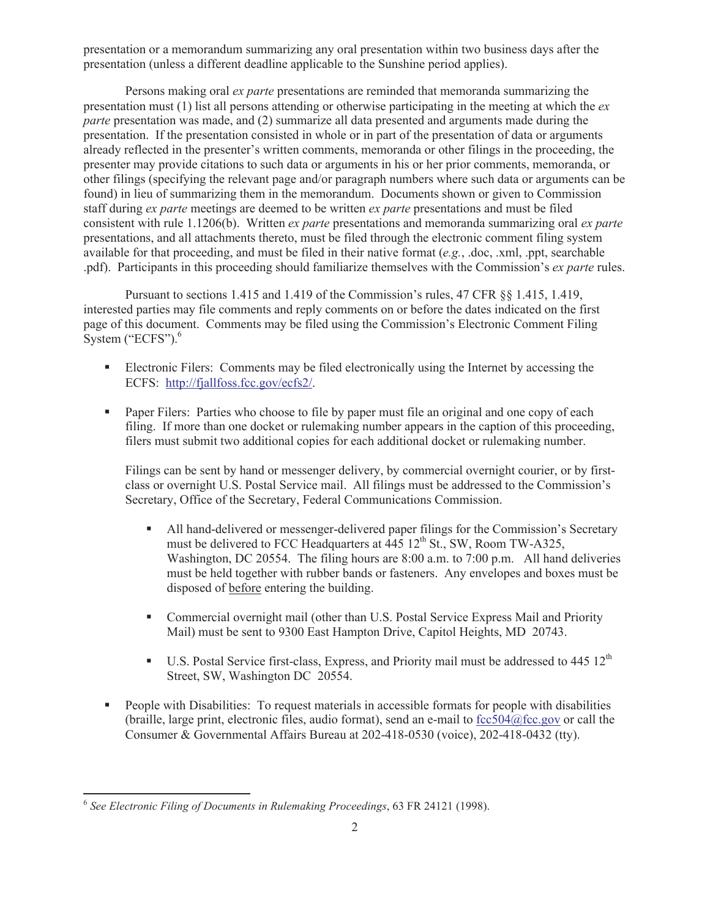presentation or a memorandum summarizing any oral presentation within two business days after the presentation (unless a different deadline applicable to the Sunshine period applies).

Persons making oral *ex parte* presentations are reminded that memoranda summarizing the presentation must (1) list all persons attending or otherwise participating in the meeting at which the *ex parte* presentation was made, and (2) summarize all data presented and arguments made during the presentation. If the presentation consisted in whole or in part of the presentation of data or arguments already reflected in the presenter's written comments, memoranda or other filings in the proceeding, the presenter may provide citations to such data or arguments in his or her prior comments, memoranda, or other filings (specifying the relevant page and/or paragraph numbers where such data or arguments can be found) in lieu of summarizing them in the memorandum. Documents shown or given to Commission staff during *ex parte* meetings are deemed to be written *ex parte* presentations and must be filed consistent with rule 1.1206(b). Written *ex parte* presentations and memoranda summarizing oral *ex parte* presentations, and all attachments thereto, must be filed through the electronic comment filing system available for that proceeding, and must be filed in their native format (*e.g.*, .doc, .xml, .ppt, searchable .pdf). Participants in this proceeding should familiarize themselves with the Commission's *ex parte* rules.

Pursuant to sections 1.415 and 1.419 of the Commission's rules, 47 CFR §§ 1.415, 1.419, interested parties may file comments and reply comments on or before the dates indicated on the first page of this document. Comments may be filed using the Commission's Electronic Comment Filing System ("ECFS").[6]

- Electronic Filers: Comments may be filed electronically using the Internet by accessing the ECFS: http://fjallfoss.fcc.gov/ecfs2/.

- Paper Filers: Parties who choose to file by paper must file an original and one copy of each filing. If more than one docket or rulemaking number appears in the caption of this proceeding, filers must submit two additional copies for each additional docket or rulemaking number.

  Filings can be sent by hand or messenger delivery, by commercial overnight courier, or by first-class or overnight U.S. Postal Service mail. All filings must be addressed to the Commission's Secretary, Office of the Secretary, Federal Communications Commission.

  - All hand-delivered or messenger-delivered paper filings for the Commission's Secretary must be delivered to FCC Headquarters at 445 12th St., SW, Room TW-A325, Washington, DC 20554. The filing hours are 8:00 a.m. to 7:00 p.m. All hand deliveries must be held together with rubber bands or fasteners. Any envelopes and boxes must be disposed of before entering the building.

  - Commercial overnight mail (other than U.S. Postal Service Express Mail and Priority Mail) must be sent to 9300 East Hampton Drive, Capitol Heights, MD 20743.

  - U.S. Postal Service first-class, Express, and Priority mail must be addressed to 445 12th Street, SW, Washington DC 20554.

- People with Disabilities: To request materials in accessible formats for people with disabilities (braille, large print, electronic files, audio format), send an e-mail to fcc504@fcc.gov or call the Consumer & Governmental Affairs Bureau at 202-418-0530 (voice), 202-418-0432 (tty).

---

[6] *See Electronic Filing of Documents in Rulemaking Proceedings*, 63 FR 24121 (1998).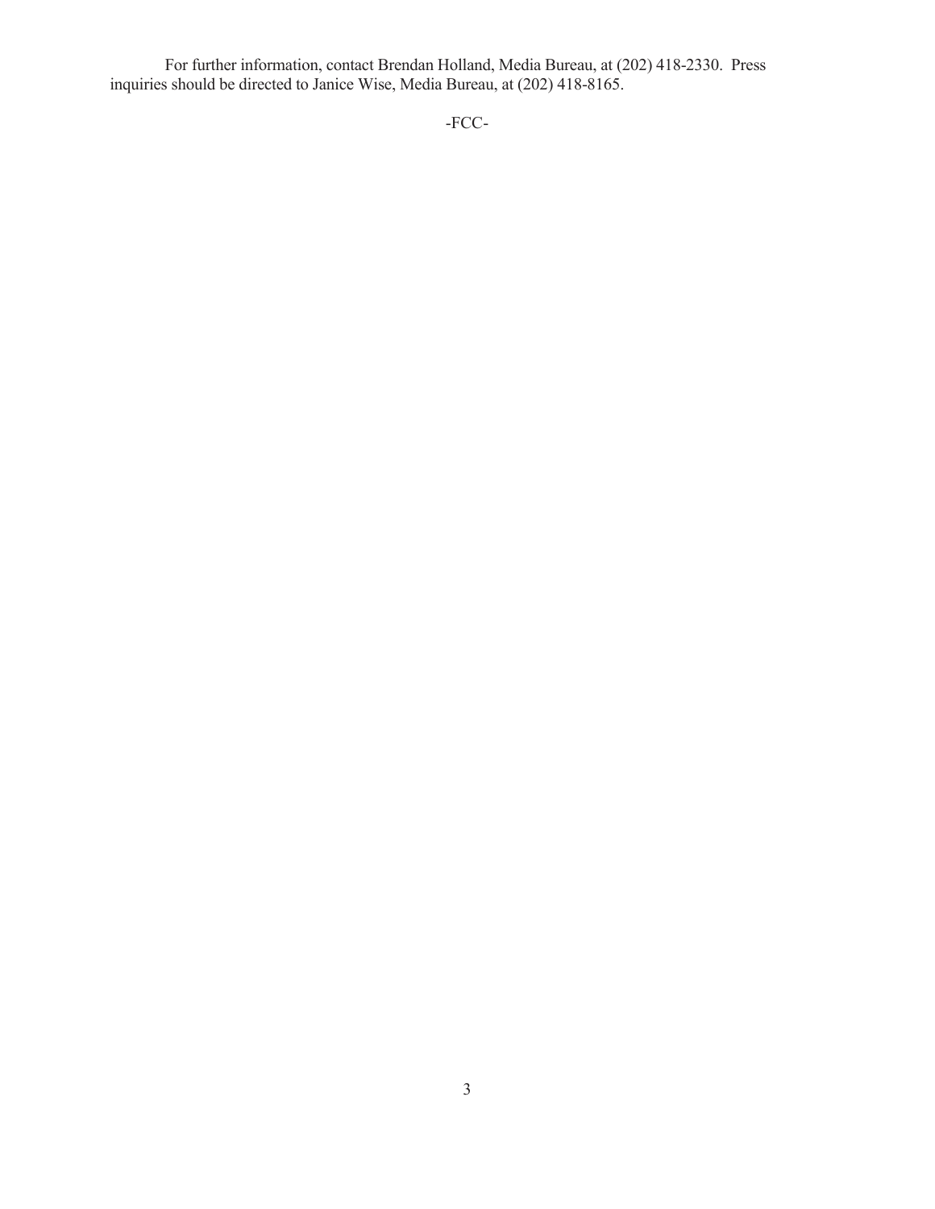For further information, contact Brendan Holland, Media Bureau, at (202) 418-2330. Press inquiries should be directed to Janice Wise, Media Bureau, at (202) 418-8165.

-FCC-